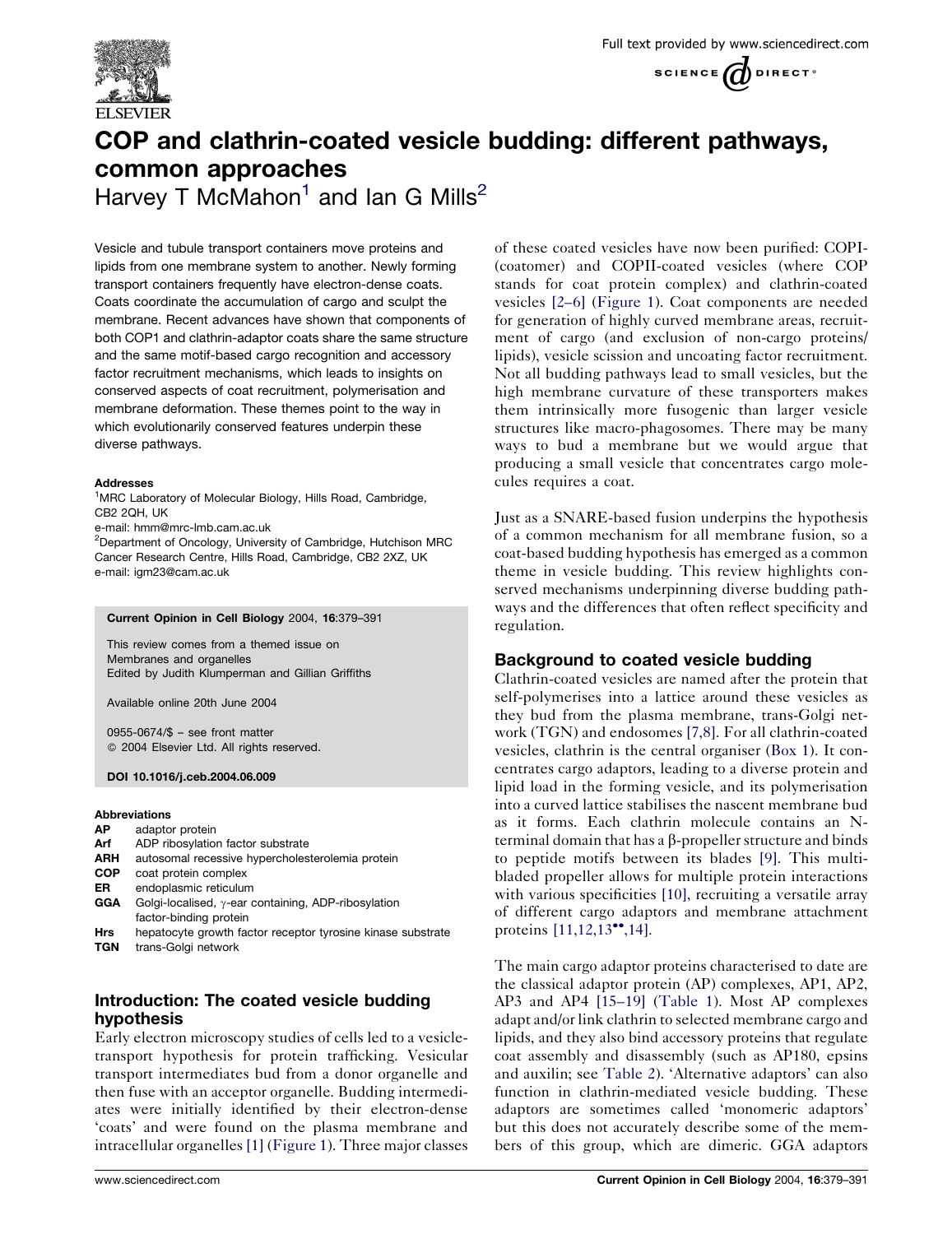# COP and clathrin-coated vesicle budding: different pathways, common approaches

Harvey T McMahon[1] and Ian G Mills[2]

Vesicle and tubule transport containers move proteins and lipids from one membrane system to another. Newly forming transport containers frequently have electron-dense coats. Coats coordinate the accumulation of cargo and sculpt the membrane. Recent advances have shown that components of both COP1 and clathrin-adaptor coats share the same structure and the same motif-based cargo recognition and accessory factor recruitment mechanisms, which leads to insights on conserved aspects of coat recruitment, polymerisation and membrane deformation. These themes point to the way in which evolutionarily conserved features underpin these diverse pathways.

**Addresses**

[1]MRC Laboratory of Molecular Biology, Hills Road, Cambridge, CB2 2QH, UK
e-mail: hmm@mrc-lmb.cam.ac.uk

[2]Department of Oncology, University of Cambridge, Hutchison MRC Cancer Research Centre, Hills Road, Cambridge, CB2 2XZ, UK
e-mail: igm23@cam.ac.uk

**Current Opinion in Cell Biology** 2004, **16**:379–391

This review comes from a themed issue on Membranes and organelles
Edited by Judith Klumperman and Gillian Griffiths

Available online 20th June 2004

0955-0674/$ – see front matter
© 2004 Elsevier Ltd. All rights reserved.

**DOI 10.1016/j.ceb.2004.06.009**

**Abbreviations**

| | |
|---|---|
| **AP** | adaptor protein |
| **Arf** | ADP ribosylation factor substrate |
| **ARH** | autosomal recessive hypercholesterolemia protein |
| **COP** | coat protein complex |
| **ER** | endoplasmic reticulum |
| **GGA** | Golgi-localised, γ-ear containing, ADP-ribosylation factor-binding protein |
| **Hrs** | hepatocyte growth factor receptor tyrosine kinase substrate |
| **TGN** | trans-Golgi network |

## Introduction: The coated vesicle budding hypothesis

Early electron microscopy studies of cells led to a vesicle-transport hypothesis for protein trafficking. Vesicular transport intermediates bud from a donor organelle and then fuse with an acceptor organelle. Budding intermediates were initially identified by their electron-dense 'coats' and were found on the plasma membrane and intracellular organelles [1] (Figure 1). Three major classes of these coated vesicles have now been purified: COPI-(coatomer) and COPII-coated vesicles (where COP stands for coat protein complex) and clathrin-coated vesicles [2–6] (Figure 1). Coat components are needed for generation of highly curved membrane areas, recruitment of cargo (and exclusion of non-cargo proteins/lipids), vesicle scission and uncoating factor recruitment. Not all budding pathways lead to small vesicles, but the high membrane curvature of these transporters makes them intrinsically more fusogenic than larger vesicle structures like macro-phagosomes. There may be many ways to bud a membrane but we would argue that producing a small vesicle that concentrates cargo molecules requires a coat.

Just as a SNARE-based fusion underpins the hypothesis of a common mechanism for all membrane fusion, so a coat-based budding hypothesis has emerged as a common theme in vesicle budding. This review highlights conserved mechanisms underpinning diverse budding pathways and the differences that often reflect specificity and regulation.

## Background to coated vesicle budding

Clathrin-coated vesicles are named after the protein that self-polymerises into a lattice around these vesicles as they bud from the plasma membrane, trans-Golgi network (TGN) and endosomes [7,8]. For all clathrin-coated vesicles, clathrin is the central organiser (Box 1). It concentrates cargo adaptors, leading to a diverse protein and lipid load in the forming vesicle, and its polymerisation into a curved lattice stabilises the nascent membrane bud as it forms. Each clathrin molecule contains an N-terminal domain that has a β-propeller structure and binds to peptide motifs between its blades [9]. This multi-bladed propeller allows for multiple protein interactions with various specificities [10], recruiting a versatile array of different cargo adaptors and membrane attachment proteins [11,12,13••,14].

The main cargo adaptor proteins characterised to date are the classical adaptor protein (AP) complexes, AP1, AP2, AP3 and AP4 [15–19] (Table 1). Most AP complexes adapt and/or link clathrin to selected membrane cargo and lipids, and they also bind accessory proteins that regulate coat assembly and disassembly (such as AP180, epsins and auxilin; see Table 2). 'Alternative adaptors' can also function in clathrin-mediated vesicle budding. These adaptors are sometimes called 'monomeric adaptors' but this does not accurately describe some of the members of this group, which are dimeric. GGA adaptors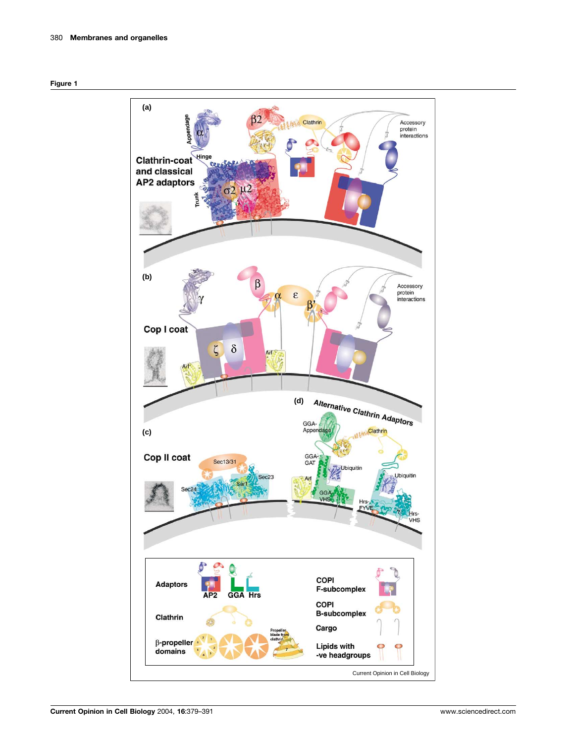Figure 1

(a)

Clathrin-coat and classical AP2 adaptors

Appendage
α
Hinge
Trunk
σ2
μ2
β2
Clathrin
Accessory protein interactions

(b)

Cop I coat

γ
β
α
ε
β'
ζ
δ
Arf
Accessory protein interactions

(c)

Cop II coat

Sec13/31
Sec24
Sar1
Sec23

(d) Alternative Clathrin Adaptors

GGA-Appendage
Clathrin
GGA-GAT
Ubiquitin
Arf
GGA-VHS
Ubiquitin
Hrs-FYVE
Hrs-VHS

Adaptors
AP2
GGA
Hrs
Clathrin
β-propeller domains
Propeller blade from clathrin
COPI F-subcomplex
COPI B-subcomplex
Cargo
Lipids with -ve headgroups

Current Opinion in Cell Biology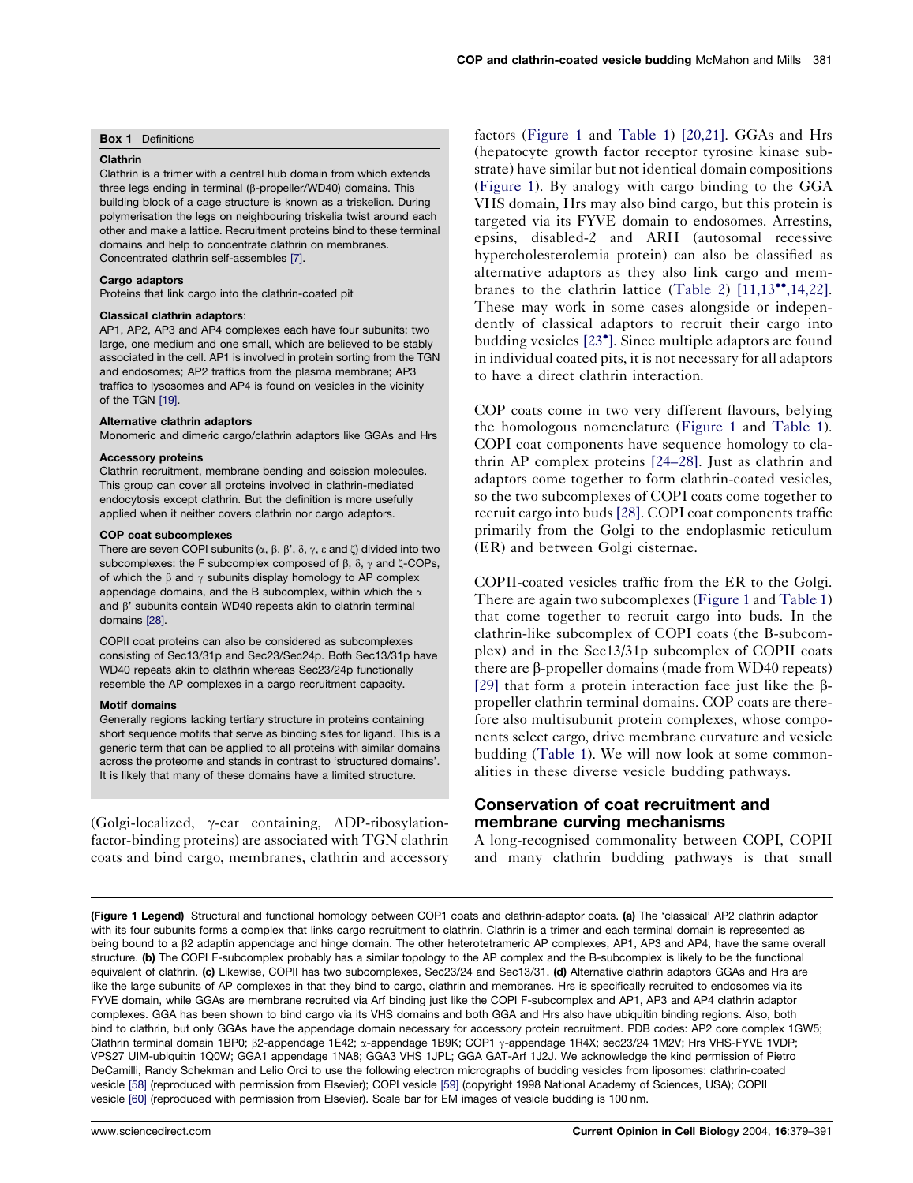**Box 1** Definitions

**Clathrin**

Clathrin is a trimer with a central hub domain from which extends three legs ending in terminal (β-propeller/WD40) domains. This building block of a cage structure is known as a triskelion. During polymerisation the legs on neighbouring triskelia twist around each other and make a lattice. Recruitment proteins bind to these terminal domains and help to concentrate clathrin on membranes. Concentrated clathrin self-assembles [7].

**Cargo adaptors**

Proteins that link cargo into the clathrin-coated pit

**Classical clathrin adaptors**:

AP1, AP2, AP3 and AP4 complexes each have four subunits: two large, one medium and one small, which are believed to be stably associated in the cell. AP1 is involved in protein sorting from the TGN and endosomes; AP2 traffics from the plasma membrane; AP3 traffics to lysosomes and AP4 is found on vesicles in the vicinity of the TGN [19].

**Alternative clathrin adaptors**

Monomeric and dimeric cargo/clathrin adaptors like GGAs and Hrs

**Accessory proteins**

Clathrin recruitment, membrane bending and scission molecules. This group can cover all proteins involved in clathrin-mediated endocytosis except clathrin. But the definition is more usefully applied when it neither covers clathrin nor cargo adaptors.

**COP coat subcomplexes**

There are seven COPI subunits (α, β, β′, δ, γ, ε and ζ) divided into two subcomplexes: the F subcomplex composed of β, δ, γ and ζ-COPs, of which the β and γ subunits display homology to AP complex appendage domains, and the B subcomplex, within which the α and β′ subunits contain WD40 repeats akin to clathrin terminal domains [28].

COPII coat proteins can also be considered as subcomplexes consisting of Sec13/31p and Sec23/Sec24p. Both Sec13/31p have WD40 repeats akin to clathrin whereas Sec23/24p functionally resemble the AP complexes in a cargo recruitment capacity.

**Motif domains**

Generally regions lacking tertiary structure in proteins containing short sequence motifs that serve as binding sites for ligand. This is a generic term that can be applied to all proteins with similar domains across the proteome and stands in contrast to 'structured domains'. It is likely that many of these domains have a limited structure.

(Golgi-localized, γ-ear containing, ADP-ribosylation-factor-binding proteins) are associated with TGN clathrin coats and bind cargo, membranes, clathrin and accessory factors (Figure 1 and Table 1) [20,21]. GGAs and Hrs (hepatocyte growth factor receptor tyrosine kinase substrate) have similar but not identical domain compositions (Figure 1). By analogy with cargo binding to the GGA VHS domain, Hrs may also bind cargo, but this protein is targeted via its FYVE domain to endosomes. Arrestins, epsins, disabled-2 and ARH (autosomal recessive hypercholesterolemia protein) can also be classified as alternative adaptors as they also link cargo and membranes to the clathrin lattice (Table 2) [11,13••,14,22]. These may work in some cases alongside or independently of classical adaptors to recruit their cargo into budding vesicles [23•]. Since multiple adaptors are found in individual coated pits, it is not necessary for all adaptors to have a direct clathrin interaction.

COP coats come in two very different flavours, belying the homologous nomenclature (Figure 1 and Table 1). COPI coat components have sequence homology to clathrin AP complex proteins [24–28]. Just as clathrin and adaptors come together to form clathrin-coated vesicles, so the two subcomplexes of COPI coats come together to recruit cargo into buds [28]. COPI coat components traffic primarily from the Golgi to the endoplasmic reticulum (ER) and between Golgi cisternae.

COPII-coated vesicles traffic from the ER to the Golgi. There are again two subcomplexes (Figure 1 and Table 1) that come together to recruit cargo into buds. In the clathrin-like subcomplex of COPI coats (the B-subcomplex) and in the Sec13/31p subcomplex of COPII coats there are β-propeller domains (made from WD40 repeats) [29] that form a protein interaction face just like the β-propeller clathrin terminal domains. COP coats are therefore also multisubunit protein complexes, whose components select cargo, drive membrane curvature and vesicle budding (Table 1). We will now look at some commonalities in these diverse vesicle budding pathways.

## Conservation of coat recruitment and membrane curving mechanisms

A long-recognised commonality between COPI, COPII and many clathrin budding pathways is that small

**(Figure 1 Legend)** Structural and functional homology between COP1 coats and clathrin-adaptor coats. **(a)** The 'classical' AP2 clathrin adaptor with its four subunits forms a complex that links cargo recruitment to clathrin. Clathrin is a trimer and each terminal domain is represented as being bound to a β2 adaptin appendage and hinge domain. The other heterotetrameric AP complexes, AP1, AP3 and AP4, have the same overall structure. **(b)** The COPI F-subcomplex probably has a similar topology to the AP complex and the B-subcomplex is likely to be the functional equivalent of clathrin. **(c)** Likewise, COPII has two subcomplexes, Sec23/24 and Sec13/31. **(d)** Alternative clathrin adaptors GGAs and Hrs are like the large subunits of AP complexes in that they bind to cargo, clathrin and membranes. Hrs is specifically recruited to endosomes via its FYVE domain, while GGAs are membrane recruited via Arf binding just like the COPI F-subcomplex and AP1, AP3 and AP4 clathrin adaptor complexes. GGA has been shown to bind cargo via its VHS domains and both GGA and Hrs also have ubiquitin binding regions. Also, both bind to clathrin, but only GGAs have the appendage domain necessary for accessory protein recruitment. PDB codes: AP2 core complex 1GW5; Clathrin terminal domain 1BP0; β2-appendage 1E42; α-appendage 1B9K; COP1 γ-appendage 1R4X; sec23/24 1M2V; Hrs VHS-FYVE 1VDP; VPS27 UIM-ubiquitin 1Q0W; GGA1 appendage 1NA8; GGA3 VHS 1JPL; GGA GAT-Arf 1J2J. We acknowledge the kind permission of Pietro DeCamilli, Randy Schekman and Lelio Orci to use the following electron micrographs of budding vesicles from liposomes: clathrin-coated vesicle [58] (reproduced with permission from Elsevier); COPI vesicle [59] (copyright 1998 National Academy of Sciences, USA); COPII vesicle [60] (reproduced with permission from Elsevier). Scale bar for EM images of vesicle budding is 100 nm.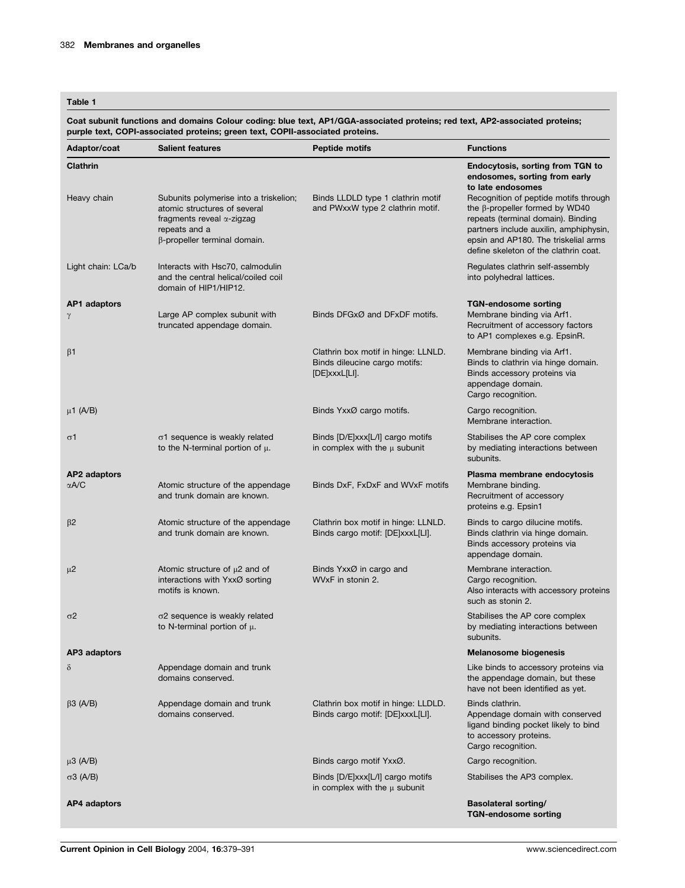**Table 1**

**Coat subunit functions and domains Colour coding: blue text, AP1/GGA-associated proteins; red text, AP2-associated proteins; purple text, COPI-associated proteins; green text, COPII-associated proteins.**

| Adaptor/coat | Salient features | Peptide motifs | Functions |
|---|---|---|---|
| **Clathrin** | | | **Endocytosis, sorting from TGN to endosomes, sorting from early to late endosomes** |
| Heavy chain | Subunits polymerise into a triskelion; atomic structures of several fragments reveal α-zigzag repeats and a β-propeller terminal domain. | Binds LLDLD type 1 clathrin motif and PWxxW type 2 clathrin motif. | Recognition of peptide motifs through the β-propeller formed by WD40 repeats (terminal domain). Binding partners include auxilin, amphiphysin, epsin and AP180. The triskelial arms define skeleton of the clathrin coat. |
| Light chain: LCa/b | Interacts with Hsc70, calmodulin and the central helical/coiled coil domain of HIP1/HIP12. | | Regulates clathrin self-assembly into polyhedral lattices. |
| **AP1 adaptors** | | | **TGN-endosome sorting** |
| γ | Large AP complex subunit with truncated appendage domain. | Binds DFGxØ and DFxDF motifs. | Membrane binding via Arf1. Recruitment of accessory factors to AP1 complexes e.g. EpsinR. |
| β1 | | Clathrin box motif in hinge: LLNLD. Binds dileucine cargo motifs: [DE]xxxL[LI]. | Membrane binding via Arf1. Binds to clathrin via hinge domain. Binds accessory proteins via appendage domain. Cargo recognition. |
| μ1 (A/B) | | Binds YxxØ cargo motifs. | Cargo recognition. Membrane interaction. |
| σ1 | σ1 sequence is weakly related to the N-terminal portion of μ. | Binds [D/E]xxx[L/I] cargo motifs in complex with the μ subunit | Stabilises the AP core complex by mediating interactions between subunits. |
| **AP2 adaptors** | | | **Plasma membrane endocytosis** |
| αA/C | Atomic structure of the appendage and trunk domain are known. | Binds DxF, FxDxF and WVxF motifs | Membrane binding. Recruitment of accessory proteins e.g. Epsin1 |
| β2 | Atomic structure of the appendage and trunk domain are known. | Clathrin box motif in hinge: LLNLD. Binds cargo motif: [DE]xxxL[LI]. | Binds to cargo dilucine motifs. Binds clathrin via hinge domain. Binds accessory proteins via appendage domain. |
| μ2 | Atomic structure of μ2 and of interactions with YxxØ sorting motifs is known. | Binds YxxØ in cargo and WVxF in stonin 2. | Membrane interaction. Cargo recognition. Also interacts with accessory proteins such as stonin 2. |
| σ2 | σ2 sequence is weakly related to N-terminal portion of μ. | | Stabilises the AP core complex by mediating interactions between subunits. |
| **AP3 adaptors** | | | **Melanosome biogenesis** |
| δ | Appendage domain and trunk domains conserved. | | Like binds to accessory proteins via the appendage domain, but these have not been identified as yet. |
| β3 (A/B) | Appendage domain and trunk domains conserved. | Clathrin box motif in hinge: LLDLD. Binds cargo motif: [DE]xxxL[LI]. | Binds clathrin. Appendage domain with conserved ligand binding pocket likely to bind to accessory proteins. Cargo recognition. |
| μ3 (A/B) | | Binds cargo motif YxxØ. | Cargo recognition. |
| σ3 (A/B) | | Binds [D/E]xxx[L/I] cargo motifs in complex with the μ subunit | Stabilises the AP3 complex. |
| **AP4 adaptors** | | | **Basolateral sorting/ TGN-endosome sorting** |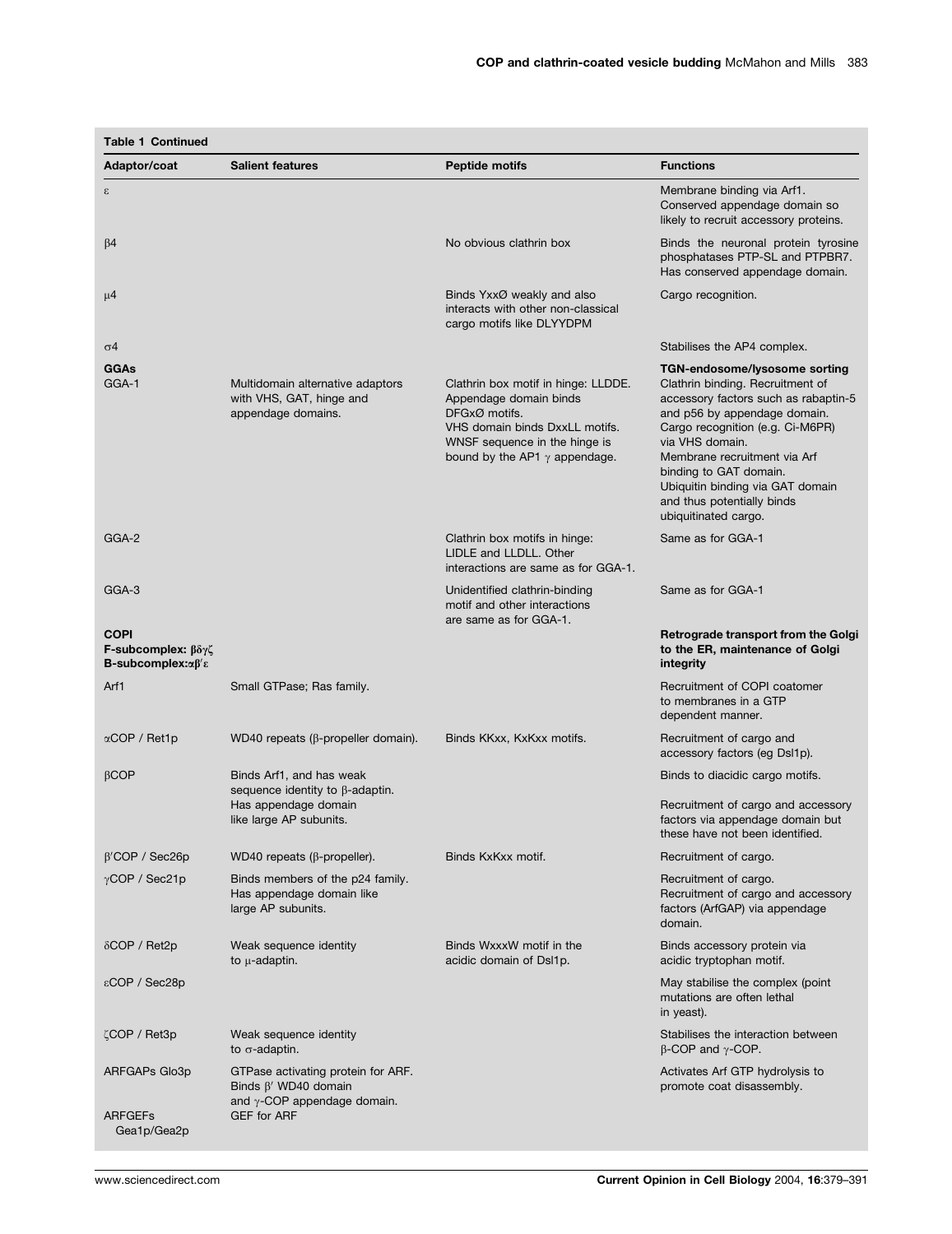**Table 1 Continued**

| Adaptor/coat | Salient features | Peptide motifs | Functions |
|---|---|---|---|
| ε | | | Membrane binding via Arf1. Conserved appendage domain so likely to recruit accessory proteins. |
| β4 | | No obvious clathrin box | Binds the neuronal protein tyrosine phosphatases PTP-SL and PTPBR7. Has conserved appendage domain. |
| μ4 | | Binds YxxØ weakly and also interacts with other non-classical cargo motifs like DLYYDPM | Cargo recognition. |
| σ4 | | | Stabilises the AP4 complex. |
| **GGAs** | | | **TGN-endosome/lysosome sorting** |
| GGA-1 | Multidomain alternative adaptors with VHS, GAT, hinge and appendage domains. | Clathrin box motif in hinge: LLDDE. Appendage domain binds DFGxØ motifs. VHS domain binds DxxLL motifs. WNSF sequence in the hinge is bound by the AP1 γ appendage. | Clathrin binding. Recruitment of accessory factors such as rabaptin-5 and p56 by appendage domain. Cargo recognition (e.g. Ci-M6PR) via VHS domain. Membrane recruitment via Arf binding to GAT domain. Ubiquitin binding via GAT domain and thus potentially binds ubiquitinated cargo. |
| GGA-2 | | Clathrin box motifs in hinge: LIDLE and LLDLL. Other interactions are same as for GGA-1. | Same as for GGA-1 |
| GGA-3 | | Unidentified clathrin-binding motif and other interactions are same as for GGA-1. | Same as for GGA-1 |
| **COPI** **F-subcomplex: βδγζ** **B-subcomplex:αβ′ε** | | | **Retrograde transport from the Golgi to the ER, maintenance of Golgi integrity** |
| Arf1 | Small GTPase; Ras family. | | Recruitment of COPI coatomer to membranes in a GTP dependent manner. |
| αCOP / Ret1p | WD40 repeats (β-propeller domain). | Binds KKxx, KxKxx motifs. | Recruitment of cargo and accessory factors (eg Dsl1p). |
| βCOP | Binds Arf1, and has weak sequence identity to β-adaptin. Has appendage domain like large AP subunits. | | Binds to diacidic cargo motifs. Recruitment of cargo and accessory factors via appendage domain but these have not been identified. |
| β′COP / Sec26p | WD40 repeats (β-propeller). | Binds KxKxx motif. | Recruitment of cargo. |
| γCOP / Sec21p | Binds members of the p24 family. Has appendage domain like large AP subunits. | | Recruitment of cargo. Recruitment of cargo and accessory factors (ArfGAP) via appendage domain. |
| δCOP / Ret2p | Weak sequence identity to μ-adaptin. | Binds WxxxW motif in the acidic domain of Dsl1p. | Binds accessory protein via acidic tryptophan motif. |
| εCOP / Sec28p | | | May stabilise the complex (point mutations are often lethal in yeast). |
| ζCOP / Ret3p | Weak sequence identity to σ-adaptin. | | Stabilises the interaction between β-COP and γ-COP. |
| ARFGAPs Glo3p | GTPase activating protein for ARF. Binds β′ WD40 domain and γ-COP appendage domain. | | Activates Arf GTP hydrolysis to promote coat disassembly. |
| ARFGEFs Gea1p/Gea2p | GEF for ARF | | |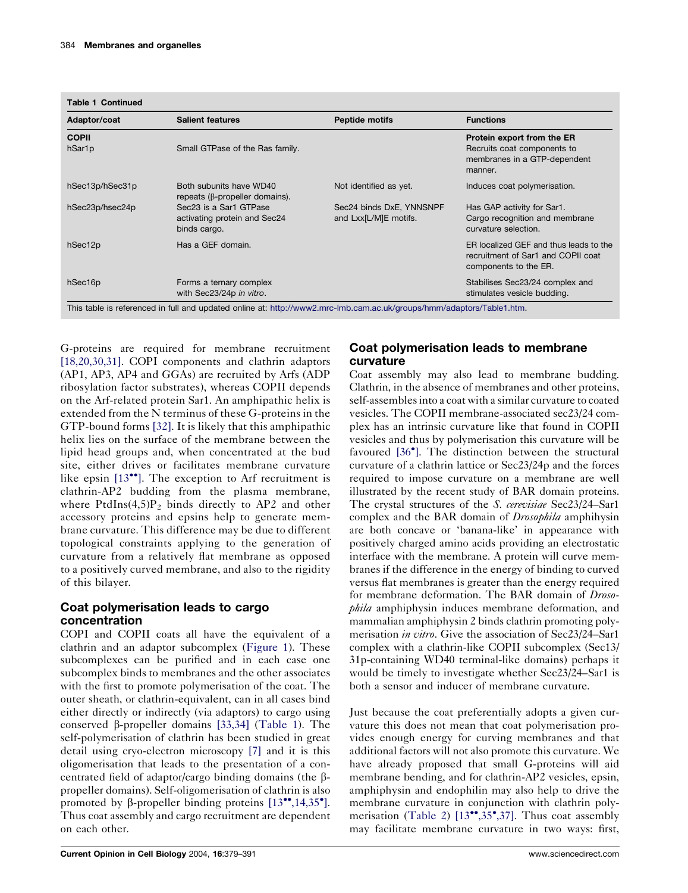**Table 1 Continued**

| Adaptor/coat | Salient features | Peptide motifs | Functions |
|---|---|---|---|
| **COPII** | | | **Protein export from the ER** |
| hSar1p | Small GTPase of the Ras family. | | Recruits coat components to membranes in a GTP-dependent manner. |
| hSec13p/hSec31p | Both subunits have WD40 repeats (β-propeller domains). | Not identified as yet. | Induces coat polymerisation. |
| hSec23p/hsec24p | Sec23 is a Sar1 GTPase activating protein and Sec24 binds cargo. | Sec24 binds DxE, YNNSNPF and Lxx[L/M]E motifs. | Has GAP activity for Sar1. Cargo recognition and membrane curvature selection. |
| hSec12p | Has a GEF domain. | | ER localized GEF and thus leads to the recruitment of Sar1 and COPII coat components to the ER. |
| hSec16p | Forms a ternary complex with Sec23/24p *in vitro*. | | Stabilises Sec23/24 complex and stimulates vesicle budding. |

This table is referenced in full and updated online at: http://www2.mrc-lmb.cam.ac.uk/groups/hmm/adaptors/Table1.htm.

G-proteins are required for membrane recruitment [18,20,30,31]. COPI components and clathrin adaptors (AP1, AP3, AP4 and GGAs) are recruited by Arfs (ADP ribosylation factor substrates), whereas COPII depends on the Arf-related protein Sar1. An amphipathic helix is extended from the N terminus of these G-proteins in the GTP-bound forms [32]. It is likely that this amphipathic helix lies on the surface of the membrane between the lipid head groups and, when concentrated at the bud site, either drives or facilitates membrane curvature like epsin [13••]. The exception to Arf recruitment is clathrin-AP2 budding from the plasma membrane, where PtdIns(4,5)$P_2$ binds directly to AP2 and other accessory proteins and epsins help to generate membrane curvature. This difference may be due to different topological constraints applying to the generation of curvature from a relatively flat membrane as opposed to a positively curved membrane, and also to the rigidity of this bilayer.

## Coat polymerisation leads to cargo concentration

COPI and COPII coats all have the equivalent of a clathrin and an adaptor subcomplex (Figure 1). These subcomplexes can be purified and in each case one subcomplex binds to membranes and the other associates with the first to promote polymerisation of the coat. The outer sheath, or clathrin-equivalent, can in all cases bind either directly or indirectly (via adaptors) to cargo using conserved β-propeller domains [33,34] (Table 1). The self-polymerisation of clathrin has been studied in great detail using cryo-electron microscopy [7] and it is this oligomerisation that leads to the presentation of a concentrated field of adaptor/cargo binding domains (the β-propeller domains). Self-oligomerisation of clathrin is also promoted by β-propeller binding proteins [13••,14,35•]. Thus coat assembly and cargo recruitment are dependent on each other.

## Coat polymerisation leads to membrane curvature

Coat assembly may also lead to membrane budding. Clathrin, in the absence of membranes and other proteins, self-assembles into a coat with a similar curvature to coated vesicles. The COPII membrane-associated sec23/24 complex has an intrinsic curvature like that found in COPII vesicles and thus by polymerisation this curvature will be favoured [36•]. The distinction between the structural curvature of a clathrin lattice or Sec23/24p and the forces required to impose curvature on a membrane are well illustrated by the recent study of BAR domain proteins. The crystal structures of the *S. cerevisiae* Sec23/24–Sar1 complex and the BAR domain of *Drosophila* amphihysin are both concave or 'banana-like' in appearance with positively charged amino acids providing an electrostatic interface with the membrane. A protein will curve membranes if the difference in the energy of binding to curved versus flat membranes is greater than the energy required for membrane deformation. The BAR domain of *Drosophila* amphiphysin induces membrane deformation, and mammalian amphiphysin 2 binds clathrin promoting polymerisation *in vitro*. Give the association of Sec23/24–Sar1 complex with a clathrin-like COPII subcomplex (Sec13/31p-containing WD40 terminal-like domains) perhaps it would be timely to investigate whether Sec23/24–Sar1 is both a sensor and inducer of membrane curvature.

Just because the coat preferentially adopts a given curvature this does not mean that coat polymerisation provides enough energy for curving membranes and that additional factors will not also promote this curvature. We have already proposed that small G-proteins will aid membrane bending, and for clathrin-AP2 vesicles, epsin, amphiphysin and endophilin may also help to drive the membrane curvature in conjunction with clathrin polymerisation (Table 2) [13••,35•,37]. Thus coat assembly may facilitate membrane curvature in two ways: first,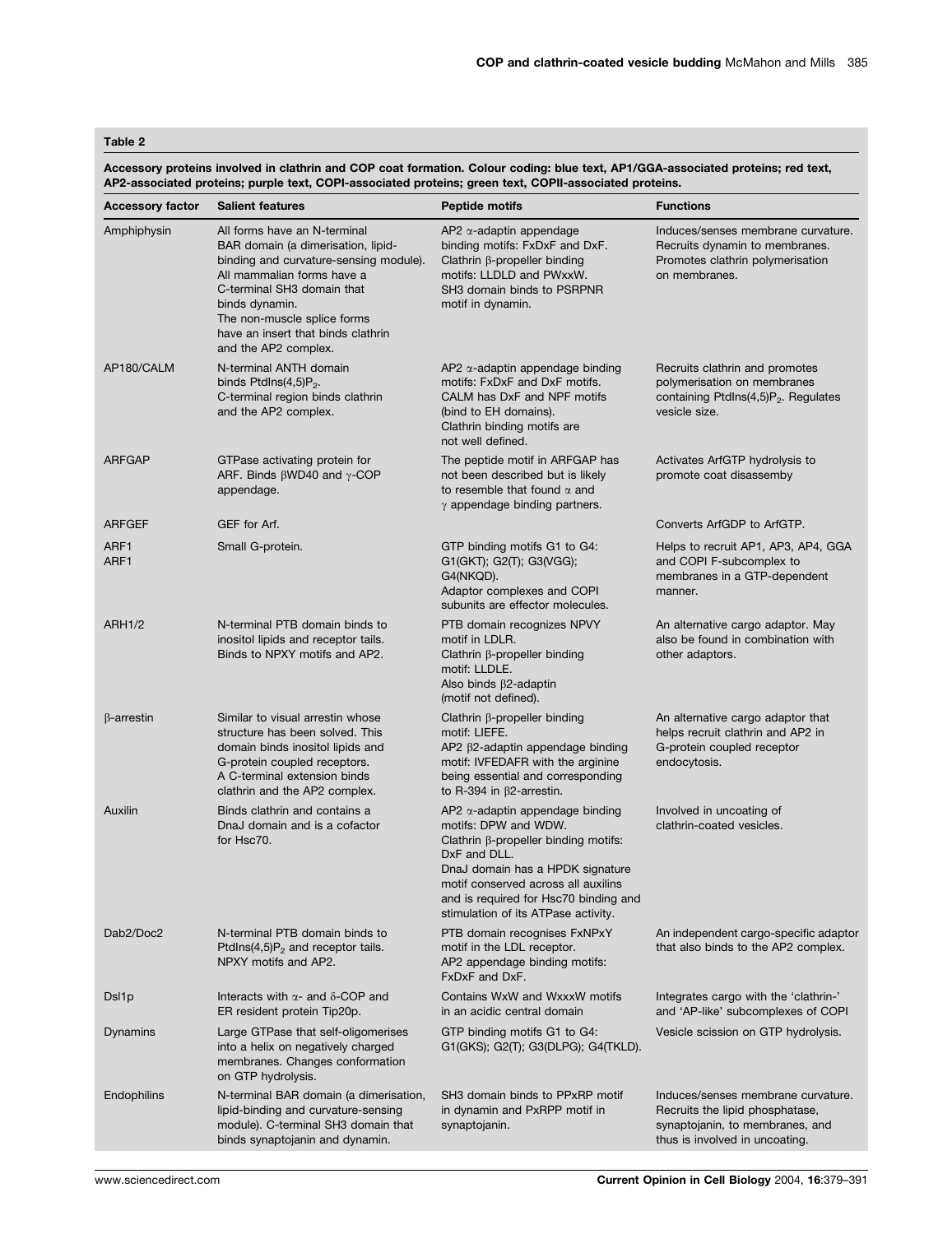**Table 2**

**Accessory proteins involved in clathrin and COP coat formation. Colour coding: blue text, AP1/GGA-associated proteins; red text, AP2-associated proteins; purple text, COPI-associated proteins; green text, COPII-associated proteins.**

| Accessory factor | Salient features | Peptide motifs | Functions |
|---|---|---|---|
| Amphiphysin | All forms have an N-terminal BAR domain (a dimerisation, lipid-binding and curvature-sensing module). All mammalian forms have a C-terminal SH3 domain that binds dynamin. The non-muscle splice forms have an insert that binds clathrin and the AP2 complex. | AP2 α-adaptin appendage binding motifs: FxDxF and DxF. Clathrin β-propeller binding motifs: LLDLD and PWxxW. SH3 domain binds to PSRPNR motif in dynamin. | Induces/senses membrane curvature. Recruits dynamin to membranes. Promotes clathrin polymerisation on membranes. |
| AP180/CALM | N-terminal ANTH domain binds PtdIns(4,5)$P_2$. C-terminal region binds clathrin and the AP2 complex. | AP2 α-adaptin appendage binding motifs: FxDxF and DxF motifs. CALM has DxF and NPF motifs (bind to EH domains). Clathrin binding motifs are not well defined. | Recruits clathrin and promotes polymerisation on membranes containing PtdIns(4,5)$P_2$. Regulates vesicle size. |
| ARFGAP | GTPase activating protein for ARF. Binds βWD40 and γ-COP appendage. | The peptide motif in ARFGAP has not been described but is likely to resemble that found α and γ appendage binding partners. | Activates ArfGTP hydrolysis to promote coat disassemby |
| ARFGEF | GEF for Arf. | | Converts ArfGDP to ArfGTP. |
| ARF1 ARF1 | Small G-protein. | GTP binding motifs G1 to G4: G1(GKT); G2(T); G3(VGG); G4(NKQD). Adaptor complexes and COPI subunits are effector molecules. | Helps to recruit AP1, AP3, AP4, GGA and COPI F-subcomplex to membranes in a GTP-dependent manner. |
| ARH1/2 | N-terminal PTB domain binds to inositol lipids and receptor tails. Binds to NPXY motifs and AP2. | PTB domain recognizes NPVY motif in LDLR. Clathrin β-propeller binding motif: LLDLE. Also binds β2-adaptin (motif not defined). | An alternative cargo adaptor. May also be found in combination with other adaptors. |
| β-arrestin | Similar to visual arrestin whose structure has been solved. This domain binds inositol lipids and G-protein coupled receptors. A C-terminal extension binds clathrin and the AP2 complex. | Clathrin β-propeller binding motif: LIEFE. AP2 β2-adaptin appendage binding motif: IVFEDAFR with the arginine being essential and corresponding to R-394 in β2-arrestin. | An alternative cargo adaptor that helps recruit clathrin and AP2 in G-protein coupled receptor endocytosis. |
| Auxilin | Binds clathrin and contains a DnaJ domain and is a cofactor for Hsc70. | AP2 α-adaptin appendage binding motifs: DPW and WDW. Clathrin β-propeller binding motifs: DxF and DLL. DnaJ domain has a HPDK signature motif conserved across all auxilins and is required for Hsc70 binding and stimulation of its ATPase activity. | Involved in uncoating of clathrin-coated vesicles. |
| Dab2/Doc2 | N-terminal PTB domain binds to PtdIns(4,5)$P_2$ and receptor tails. NPXY motifs and AP2. | PTB domain recognises FxNPxY motif in the LDL receptor. AP2 appendage binding motifs: FxDxF and DxF. | An independent cargo-specific adaptor that also binds to the AP2 complex. |
| Dsl1p | Interacts with α- and δ-COP and ER resident protein Tip20p. | Contains WxW and WxxxW motifs in an acidic central domain | Integrates cargo with the 'clathrin-' and 'AP-like' subcomplexes of COPI |
| Dynamins | Large GTPase that self-oligomerises into a helix on negatively charged membranes. Changes conformation on GTP hydrolysis. | GTP binding motifs G1 to G4: G1(GKS); G2(T); G3(DLPG); G4(TKLD). | Vesicle scission on GTP hydrolysis. |
| Endophilins | N-terminal BAR domain (a dimerisation, lipid-binding and curvature-sensing module). C-terminal SH3 domain that binds synaptojanin and dynamin. | SH3 domain binds to PPxRP motif in dynamin and PxRPP motif in synaptojanin. | Induces/senses membrane curvature. Recruits the lipid phosphatase, synaptojanin, to membranes, and thus is involved in uncoating. |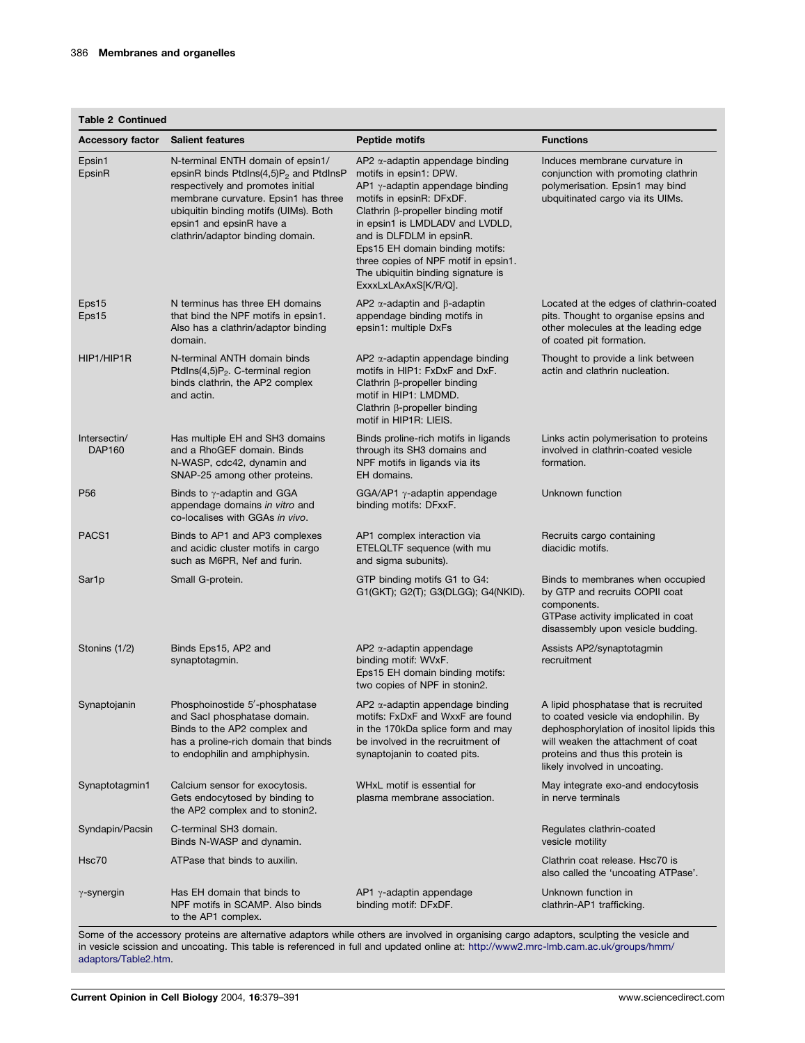**Table 2 Continued**

| Accessory factor | Salient features | Peptide motifs | Functions |
|---|---|---|---|
| Epsin1 EpsinR | N-terminal ENTH domain of epsin1/ epsinR binds PtdIns(4,5)$P_2$ and PtdInsP respectively and promotes initial membrane curvature. Epsin1 has three ubiquitin binding motifs (UIMs). Both epsin1 and epsinR have a clathrin/adaptor binding domain. | AP2 α-adaptin appendage binding motifs in epsin1: DPW. AP1 γ-adaptin appendage binding motifs in epsinR: DFxDF. Clathrin β-propeller binding motif in epsin1 is LMDLADV and LVDLD, and is DLFDLM in epsinR. Eps15 EH domain binding motifs: three copies of NPF motif in epsin1. The ubiquitin binding signature is ExxxLxLAxAxS[K/R/Q]. | Induces membrane curvature in conjunction with promoting clathrin polymerisation. Epsin1 may bind ubiquitinated cargo via its UIMs. |
| Eps15 Eps15 | N terminus has three EH domains that bind the NPF motifs in epsin1. Also has a clathrin/adaptor binding domain. | AP2 α-adaptin and β-adaptin appendage binding motifs in epsin1: multiple DxFs | Located at the edges of clathrin-coated pits. Thought to organise epsins and other molecules at the leading edge of coated pit formation. |
| HIP1/HIP1R | N-terminal ANTH domain binds PtdIns(4,5)$P_2$. C-terminal region binds clathrin, the AP2 complex and actin. | AP2 α-adaptin appendage binding motifs in HIP1: FxDxF and DxF. Clathrin β-propeller binding motif in HIP1: LMDMD. Clathrin β-propeller binding motif in HIP1R: LIEIS. | Thought to provide a link between actin and clathrin nucleation. |
| Intersectin/ DAP160 | Has multiple EH and SH3 domains and a RhoGEF domain. Binds N-WASP, cdc42, dynamin and SNAP-25 among other proteins. | Binds proline-rich motifs in ligands through its SH3 domains and NPF motifs in ligands via its EH domains. | Links actin polymerisation to proteins involved in clathrin-coated vesicle formation. |
| P56 | Binds to γ-adaptin and GGA appendage domains *in vitro* and co-localises with GGAs *in vivo*. | GGA/AP1 γ-adaptin appendage binding motifs: DFxxF. | Unknown function |
| PACS1 | Binds to AP1 and AP3 complexes and acidic cluster motifs in cargo such as M6PR, Nef and furin. | AP1 complex interaction via ETELQLTF sequence (with mu and sigma subunits). | Recruits cargo containing diacidic motifs. |
| Sar1p | Small G-protein. | GTP binding motifs G1 to G4: G1(GKT); G2(T); G3(DLGG); G4(NKID). | Binds to membranes when occupied by GTP and recruits COPII coat components. GTPase activity implicated in coat disassembly upon vesicle budding. |
| Stonins (1/2) | Binds Eps15, AP2 and synaptotagmin. | AP2 α-adaptin appendage binding motif: WVxF. Eps15 EH domain binding motifs: two copies of NPF in stonin2. | Assists AP2/synaptotagmin recruitment |
| Synaptojanin | Phosphoinostide 5′-phosphatase and SacI phosphatase domain. Binds to the AP2 complex and has a proline-rich domain that binds to endophilin and amphiphysin. | AP2 α-adaptin appendage binding motifs: FxDxF and WxxF are found in the 170kDa splice form and may be involved in the recruitment of synaptojanin to coated pits. | A lipid phosphatase that is recruited to coated vesicle via endophilin. By dephosphorylation of inositol lipids this will weaken the attachment of coat proteins and thus this protein is likely involved in uncoating. |
| Synaptotagmin1 | Calcium sensor for exocytosis. Gets endocytosed by binding to the AP2 complex and to stonin2. | WHxL motif is essential for plasma membrane association. | May integrate exo-and endocytosis in nerve terminals |
| Syndapin/Pacsin | C-terminal SH3 domain. Binds N-WASP and dynamin. | | Regulates clathrin-coated vesicle motility |
| Hsc70 | ATPase that binds to auxilin. | | Clathrin coat release. Hsc70 is also called the 'uncoating ATPase'. |
| γ-synergin | Has EH domain that binds to NPF motifs in SCAMP. Also binds to the AP1 complex. | AP1 γ-adaptin appendage binding motif: DFxDF. | Unknown function in clathrin-AP1 trafficking. |

Some of the accessory proteins are alternative adaptors while others are involved in organising cargo adaptors, sculpting the vesicle and in vesicle scission and uncoating. This table is referenced in full and updated online at: http://www2.mrc-lmb.cam.ac.uk/groups/hmm/adaptors/Table2.htm.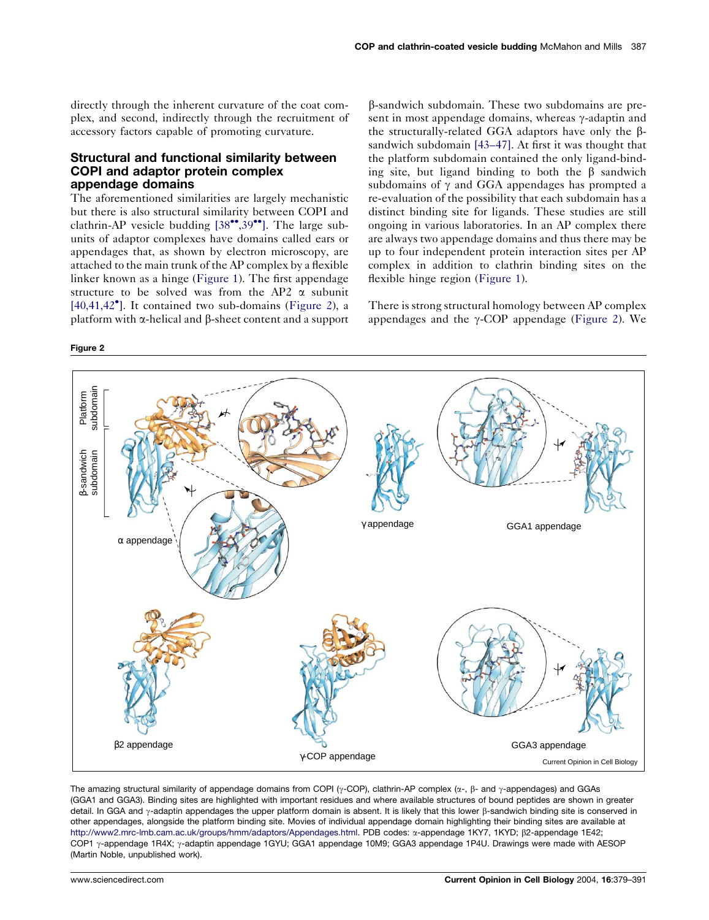directly through the inherent curvature of the coat complex, and second, indirectly through the recruitment of accessory factors capable of promoting curvature.

## Structural and functional similarity between COPI and adaptor protein complex appendage domains

The aforementioned similarities are largely mechanistic but there is also structural similarity between COPI and clathrin-AP vesicle budding [38••,39••]. The large subunits of adaptor complexes have domains called ears or appendages that, as shown by electron microscopy, are attached to the main trunk of the AP complex by a flexible linker known as a hinge (Figure 1). The first appendage structure to be solved was from the AP2 α subunit [40,41,42•]. It contained two sub-domains (Figure 2), a platform with α-helical and β-sheet content and a support β-sandwich subdomain. These two subdomains are present in most appendage domains, whereas γ-adaptin and the structurally-related GGA adaptors have only the β-sandwich subdomain [43–47]. At first it was thought that the platform subdomain contained the only ligand-binding site, but ligand binding to both the β sandwich subdomains of γ and GGA appendages has prompted a re-evaluation of the possibility that each subdomain has a distinct binding site for ligands. These studies are still ongoing in various laboratories. In an AP complex there are always two appendage domains and thus there may be up to four independent protein interaction sites per AP complex in addition to clathrin binding sites on the flexible hinge region (Figure 1).

There is strong structural homology between AP complex appendages and the γ-COP appendage (Figure 2). We

**Figure 2**

Platform subdomain

β-sandwich subdomain

α appendage

γ appendage

GGA1 appendage

β2 appendage

γ-COP appendage

GGA3 appendage

Current Opinion in Cell Biology

The amazing structural similarity of appendage domains from COPI (γ-COP), clathrin-AP complex (α-, β- and γ-appendages) and GGAs (GGA1 and GGA3). Binding sites are highlighted with important residues and where available structures of bound peptides are shown in greater detail. In GGA and γ-adaptin appendages the upper platform domain is absent. It is likely that this lower β-sandwich binding site is conserved in other appendages, alongside the platform binding site. Movies of individual appendage domain highlighting their binding sites are available at http://www2.mrc-lmb.cam.ac.uk/groups/hmm/adaptors/Appendages.html. PDB codes: α-appendage 1KY7, 1KYD; β2-appendage 1E42; COP1 γ-appendage 1R4X; γ-adaptin appendage 1GYU; GGA1 appendage 10M9; GGA3 appendage 1P4U. Drawings were made with AESOP (Martin Noble, unpublished work).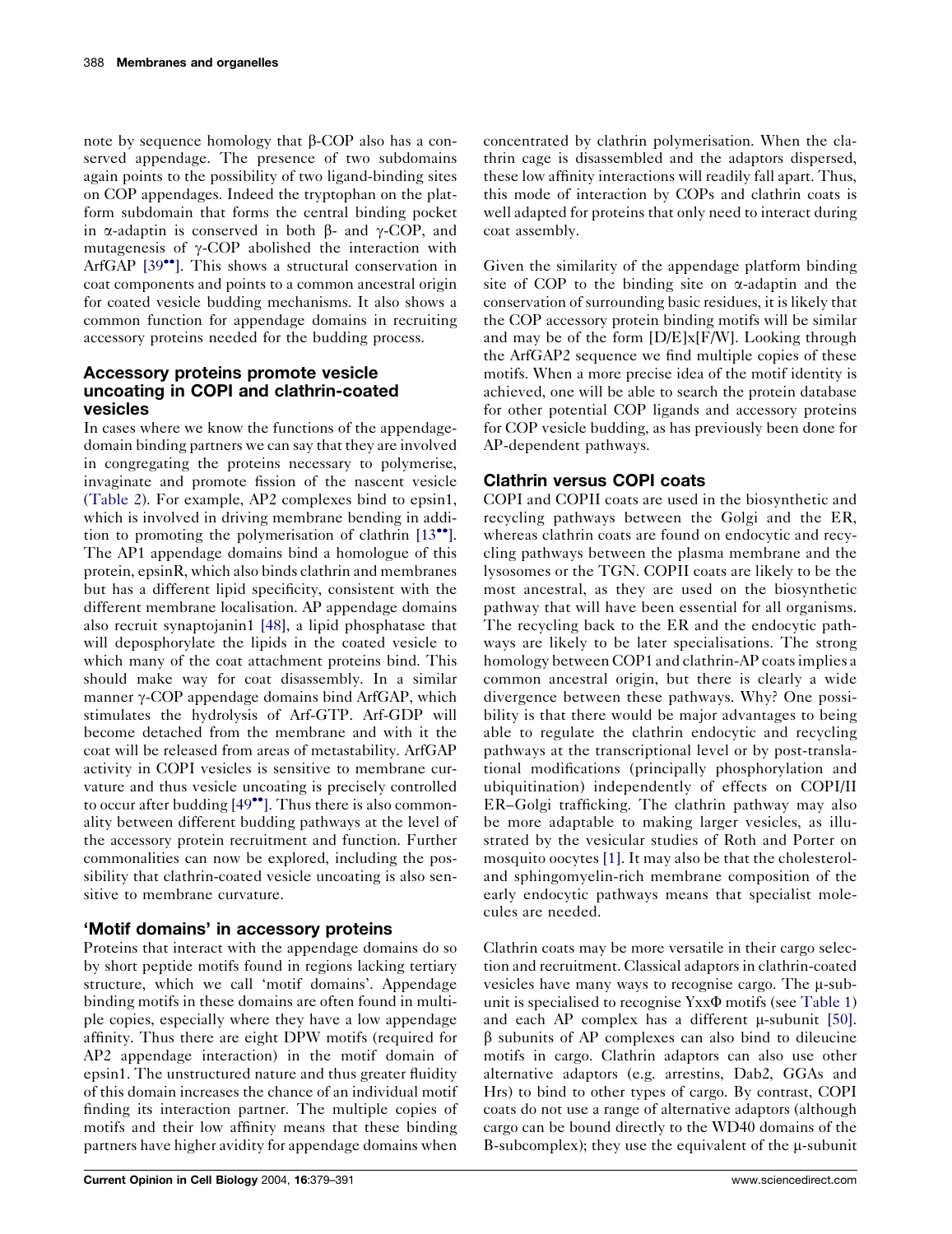note by sequence homology that β-COP also has a conserved appendage. The presence of two subdomains again points to the possibility of two ligand-binding sites on COP appendages. Indeed the tryptophan on the platform subdomain that forms the central binding pocket in α-adaptin is conserved in both β- and γ-COP, and mutagenesis of γ-COP abolished the interaction with ArfGAP [39••]. This shows a structural conservation in coat components and points to a common ancestral origin for coated vesicle budding mechanisms. It also shows a common function for appendage domains in recruiting accessory proteins needed for the budding process.

## Accessory proteins promote vesicle uncoating in COPI and clathrin-coated vesicles

In cases where we know the functions of the appendage-domain binding partners we can say that they are involved in congregating the proteins necessary to polymerise, invaginate and promote fission of the nascent vesicle (Table 2). For example, AP2 complexes bind to epsin1, which is involved in driving membrane bending in addition to promoting the polymerisation of clathrin [13••]. The AP1 appendage domains bind a homologue of this protein, epsinR, which also binds clathrin and membranes but has a different lipid specificity, consistent with the different membrane localisation. AP appendage domains also recruit synaptojanin1 [48], a lipid phosphatase that will deposphorylate the lipids in the coated vesicle to which many of the coat attachment proteins bind. This should make way for coat disassembly. In a similar manner γ-COP appendage domains bind ArfGAP, which stimulates the hydrolysis of Arf-GTP. Arf-GDP will become detached from the membrane and with it the coat will be released from areas of metastability. ArfGAP activity in COPI vesicles is sensitive to membrane curvature and thus vesicle uncoating is precisely controlled to occur after budding [49••]. Thus there is also commonality between different budding pathways at the level of the accessory protein recruitment and function. Further commonalities can now be explored, including the possibility that clathrin-coated vesicle uncoating is also sensitive to membrane curvature.

## 'Motif domains' in accessory proteins

Proteins that interact with the appendage domains do so by short peptide motifs found in regions lacking tertiary structure, which we call 'motif domains'. Appendage binding motifs in these domains are often found in multiple copies, especially where they have a low appendage affinity. Thus there are eight DPW motifs (required for AP2 appendage interaction) in the motif domain of epsin1. The unstructured nature and thus greater fluidity of this domain increases the chance of an individual motif finding its interaction partner. The multiple copies of motifs and their low affinity means that these binding partners have higher avidity for appendage domains when concentrated by clathrin polymerisation. When the clathrin cage is disassembled and the adaptors dispersed, these low affinity interactions will readily fall apart. Thus, this mode of interaction by COPs and clathrin coats is well adapted for proteins that only need to interact during coat assembly.

Given the similarity of the appendage platform binding site of COP to the binding site on α-adaptin and the conservation of surrounding basic residues, it is likely that the COP accessory protein binding motifs will be similar and may be of the form [D/E]x[F/W]. Looking through the ArfGAP2 sequence we find multiple copies of these motifs. When a more precise idea of the motif identity is achieved, one will be able to search the protein database for other potential COP ligands and accessory proteins for COP vesicle budding, as has previously been done for AP-dependent pathways.

## Clathrin versus COPI coats

COPI and COPII coats are used in the biosynthetic and recycling pathways between the Golgi and the ER, whereas clathrin coats are found on endocytic and recycling pathways between the plasma membrane and the lysosomes or the TGN. COPII coats are likely to be the most ancestral, as they are used on the biosynthetic pathway that will have been essential for all organisms. The recycling back to the ER and the endocytic pathways are likely to be later specialisations. The strong homology between COP1 and clathrin-AP coats implies a common ancestral origin, but there is clearly a wide divergence between these pathways. Why? One possibility is that there would be major advantages to being able to regulate the clathrin endocytic and recycling pathways at the transcriptional level or by post-translational modifications (principally phosphorylation and ubiquitination) independently of effects on COPI/II ER–Golgi trafficking. The clathrin pathway may also be more adaptable to making larger vesicles, as illustrated by the vesicular studies of Roth and Porter on mosquito oocytes [1]. It may also be that the cholesterol- and sphingomyelin-rich membrane composition of the early endocytic pathways means that specialist molecules are needed.

Clathrin coats may be more versatile in their cargo selection and recruitment. Classical adaptors in clathrin-coated vesicles have many ways to recognise cargo. The μ-subunit is specialised to recognise YxxΦ motifs (see Table 1) and each AP complex has a different μ-subunit [50]. β subunits of AP complexes can also bind to dileucine motifs in cargo. Clathrin adaptors can also use other alternative adaptors (e.g. arrestins, Dab2, GGAs and Hrs) to bind to other types of cargo. By contrast, COPI coats do not use a range of alternative adaptors (although cargo can be bound directly to the WD40 domains of the B-subcomplex); they use the equivalent of the μ-subunit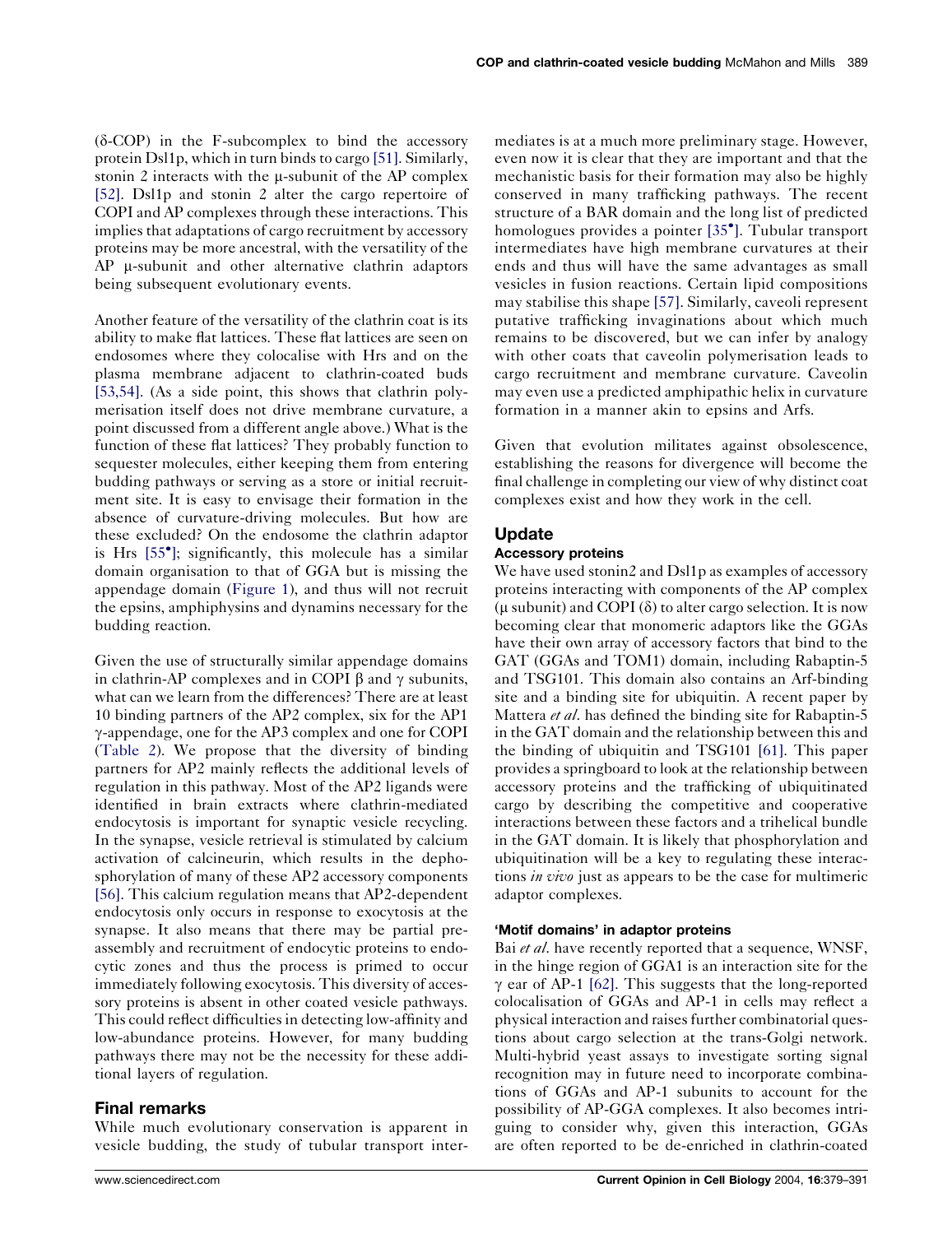(δ-COP) in the F-subcomplex to bind the accessory protein Dsl1p, which in turn binds to cargo [51]. Similarly, stonin 2 interacts with the μ-subunit of the AP complex [52]. Dsl1p and stonin 2 alter the cargo repertoire of COPI and AP complexes through these interactions. This implies that adaptations of cargo recruitment by accessory proteins may be more ancestral, with the versatility of the AP μ-subunit and other alternative clathrin adaptors being subsequent evolutionary events.

Another feature of the versatility of the clathrin coat is its ability to make flat lattices. These flat lattices are seen on endosomes where they colocalise with Hrs and on the plasma membrane adjacent to clathrin-coated buds [53,54]. (As a side point, this shows that clathrin polymerisation itself does not drive membrane curvature, a point discussed from a different angle above.) What is the function of these flat lattices? They probably function to sequester molecules, either keeping them from entering budding pathways or serving as a store or initial recruitment site. It is easy to envisage their formation in the absence of curvature-driving molecules. But how are these excluded? On the endosome the clathrin adaptor is Hrs [55•]; significantly, this molecule has a similar domain organisation to that of GGA but is missing the appendage domain (Figure 1), and thus will not recruit the epsins, amphiphysins and dynamins necessary for the budding reaction.

Given the use of structurally similar appendage domains in clathrin-AP complexes and in COPI β and γ subunits, what can we learn from the differences? There are at least 10 binding partners of the AP2 complex, six for the AP1 γ-appendage, one for the AP3 complex and one for COPI (Table 2). We propose that the diversity of binding partners for AP2 mainly reflects the additional levels of regulation in this pathway. Most of the AP2 ligands were identified in brain extracts where clathrin-mediated endocytosis is important for synaptic vesicle recycling. In the synapse, vesicle retrieval is stimulated by calcium activation of calcineurin, which results in the dephosphorylation of many of these AP2 accessory components [56]. This calcium regulation means that AP2-dependent endocytosis only occurs in response to exocytosis at the synapse. It also means that there may be partial preassembly and recruitment of endocytic proteins to endocytic zones and thus the process is primed to occur immediately following exocytosis. This diversity of accessory proteins is absent in other coated vesicle pathways. This could reflect difficulties in detecting low-affinity and low-abundance proteins. However, for many budding pathways there may not be the necessity for these additional layers of regulation.

## Final remarks

While much evolutionary conservation is apparent in vesicle budding, the study of tubular transport intermediates is at a much more preliminary stage. However, even now it is clear that they are important and that the mechanistic basis for their formation may also be highly conserved in many trafficking pathways. The recent structure of a BAR domain and the long list of predicted homologues provides a pointer [35•]. Tubular transport intermediates have high membrane curvatures at their ends and thus will have the same advantages as small vesicles in fusion reactions. Certain lipid compositions may stabilise this shape [57]. Similarly, caveoli represent putative trafficking invaginations about which much remains to be discovered, but we can infer by analogy with other coats that caveolin polymerisation leads to cargo recruitment and membrane curvature. Caveolin may even use a predicted amphipathic helix in curvature formation in a manner akin to epsins and Arfs.

Given that evolution militates against obsolescence, establishing the reasons for divergence will become the final challenge in completing our view of why distinct coat complexes exist and how they work in the cell.

## Update

### Accessory proteins

We have used stonin2 and Dsl1p as examples of accessory proteins interacting with components of the AP complex (μ subunit) and COPI (δ) to alter cargo selection. It is now becoming clear that monomeric adaptors like the GGAs have their own array of accessory factors that bind to the GAT (GGAs and TOM1) domain, including Rabaptin-5 and TSG101. This domain also contains an Arf-binding site and a binding site for ubiquitin. A recent paper by Mattera *et al*. has defined the binding site for Rabaptin-5 in the GAT domain and the relationship between this and the binding of ubiquitin and TSG101 [61]. This paper provides a springboard to look at the relationship between accessory proteins and the trafficking of ubiquitinated cargo by describing the competitive and cooperative interactions between these factors and a trihelical bundle in the GAT domain. It is likely that phosphorylation and ubiquitination will be a key to regulating these interactions *in vivo* just as appears to be the case for multimeric adaptor complexes.

### 'Motif domains' in adaptor proteins

Bai *et al*. have recently reported that a sequence, WNSF, in the hinge region of GGA1 is an interaction site for the γ ear of AP-1 [62]. This suggests that the long-reported colocalisation of GGAs and AP-1 in cells may reflect a physical interaction and raises further combinatorial questions about cargo selection at the trans-Golgi network. Multi-hybrid yeast assays to investigate sorting signal recognition may in future need to incorporate combinations of GGAs and AP-1 subunits to account for the possibility of AP-GGA complexes. It also becomes intriguing to consider why, given this interaction, GGAs are often reported to be de-enriched in clathrin-coated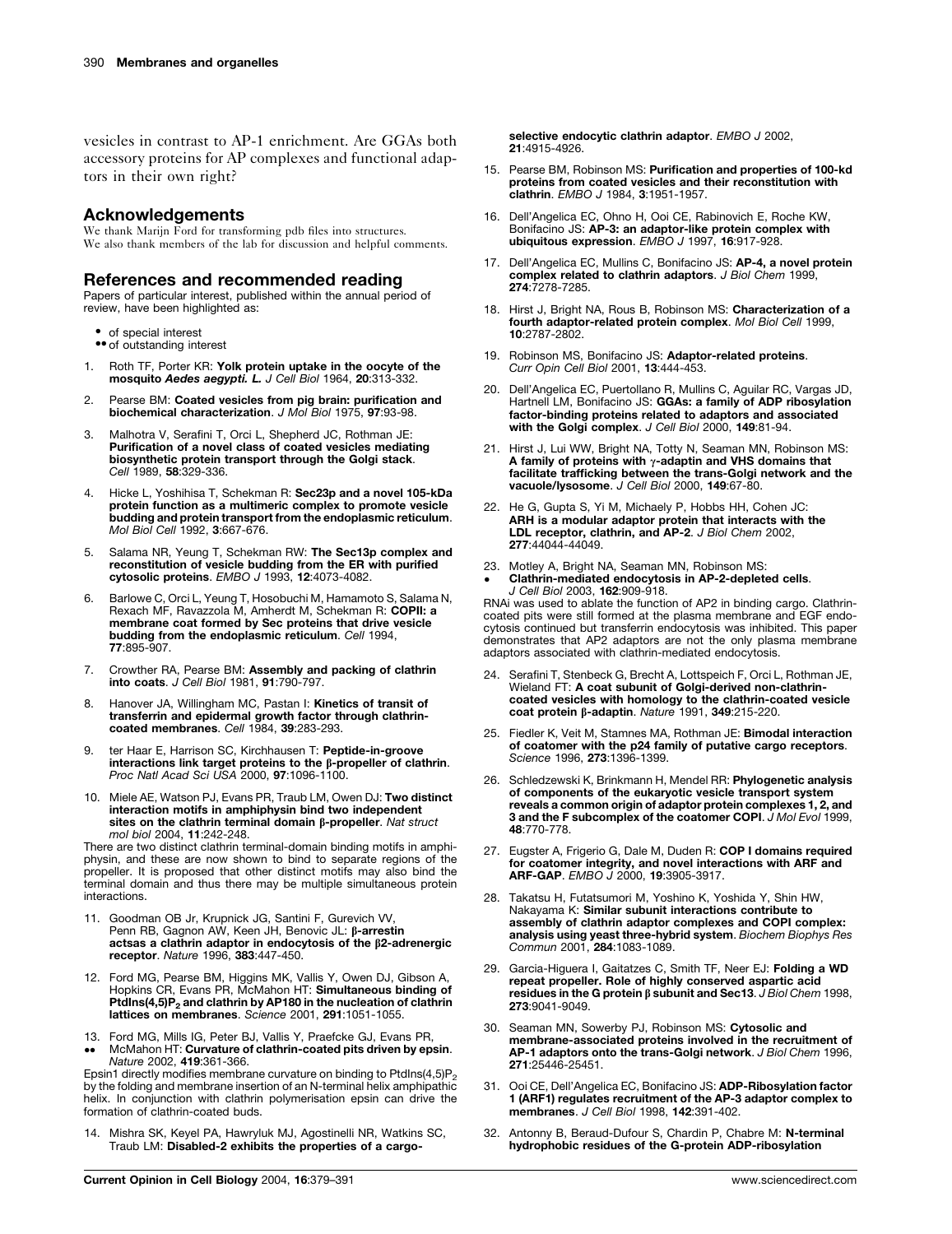vesicles in contrast to AP-1 enrichment. Are GGAs both accessory proteins for AP complexes and functional adaptors in their own right?

## Acknowledgements

We thank Marijn Ford for transforming pdb files into structures. We also thank members of the lab for discussion and helpful comments.

## References and recommended reading

Papers of particular interest, published within the annual period of review, have been highlighted as:

- • of special interest
- •• of outstanding interest

1. Roth TF, Porter KR: **Yolk protein uptake in the oocyte of the mosquito *Aedes aegypti. L.*** *J Cell Biol* 1964, **20**:313-332.

2. Pearse BM: **Coated vesicles from pig brain: purification and biochemical characterization**. *J Mol Biol* 1975, **97**:93-98.

3. Malhotra V, Serafini T, Orci L, Shepherd JC, Rothman JE: **Purification of a novel class of coated vesicles mediating biosynthetic protein transport through the Golgi stack**. *Cell* 1989, **58**:329-336.

4. Hicke L, Yoshihisa T, Schekman R: **Sec23p and a novel 105-kDa protein function as a multimeric complex to promote vesicle budding and protein transport from the endoplasmic reticulum**. *Mol Biol Cell* 1992, **3**:667-676.

5. Salama NR, Yeung T, Schekman RW: **The Sec13p complex and reconstitution of vesicle budding from the ER with purified cytosolic proteins**. *EMBO J* 1993, **12**:4073-4082.

6. Barlowe C, Orci L, Yeung T, Hosobuchi M, Hamamoto S, Salama N, Rexach MF, Ravazzola M, Amherdt M, Schekman R: **COPII: a membrane coat formed by Sec proteins that drive vesicle budding from the endoplasmic reticulum**. *Cell* 1994, **77**:895-907.

7. Crowther RA, Pearse BM: **Assembly and packing of clathrin into coats**. *J Cell Biol* 1981, **91**:790-797.

8. Hanover JA, Willingham MC, Pastan I: **Kinetics of transit of transferrin and epidermal growth factor through clathrin-coated membranes**. *Cell* 1984, **39**:283-293.

9. ter Haar E, Harrison SC, Kirchhausen T: **Peptide-in-groove interactions link target proteins to the β-propeller of clathrin**. *Proc Natl Acad Sci USA* 2000, **97**:1096-1100.

10. Miele AE, Watson PJ, Evans PR, Traub LM, Owen DJ: **Two distinct interaction motifs in amphiphysin bind two independent sites on the clathrin terminal domain β-propeller**. *Nat struct mol biol* 2004, **11**:242-248.

There are two distinct clathrin terminal-domain binding motifs in amphiphysin, and these are now shown to bind to separate regions of the propeller. It is proposed that other distinct motifs may also bind the terminal domain and thus there may be multiple simultaneous protein interactions.

11. Goodman OB Jr, Krupnick JG, Santini F, Gurevich VV, Penn RB, Gagnon AW, Keen JH, Benovic JL: **β-arrestin actsas a clathrin adaptor in endocytosis of the β2-adrenergic receptor**. *Nature* 1996, **383**:447-450.

12. Ford MG, Pearse BM, Higgins MK, Vallis Y, Owen DJ, Gibson A, Hopkins CR, Evans PR, McMahon HT: **Simultaneous binding of PtdIns(4,5)$P_2$ and clathrin by AP180 in the nucleation of clathrin lattices on membranes**. *Science* 2001, **291**:1051-1055.

13. •• Ford MG, Mills IG, Peter BJ, Vallis Y, Praefcke GJ, Evans PR, McMahon HT: **Curvature of clathrin-coated pits driven by epsin**. *Nature* 2002, **419**:361-366.

Epsin1 directly modifies membrane curvature on binding to PtdIns(4,5)$P_2$ by the folding and membrane insertion of an N-terminal helix amphipathic helix. In conjunction with clathrin polymerisation epsin can drive the formation of clathrin-coated buds.

14. Mishra SK, Keyel PA, Hawryluk MJ, Agostinelli NR, Watkins SC, Traub LM: **Disabled-2 exhibits the properties of a cargo-selective endocytic clathrin adaptor**. *EMBO J* 2002, **21**:4915-4926.

15. Pearse BM, Robinson MS: **Purification and properties of 100-kd proteins from coated vesicles and their reconstitution with clathrin**. *EMBO J* 1984, **3**:1951-1957.

16. Dell'Angelica EC, Ohno H, Ooi CE, Rabinovich E, Roche KW, Bonifacino JS: **AP-3: an adaptor-like protein complex with ubiquitous expression**. *EMBO J* 1997, **16**:917-928.

17. Dell'Angelica EC, Mullins C, Bonifacino JS: **AP-4, a novel protein complex related to clathrin adaptors**. *J Biol Chem* 1999, **274**:7278-7285.

18. Hirst J, Bright NA, Rous B, Robinson MS: **Characterization of a fourth adaptor-related protein complex**. *Mol Biol Cell* 1999, **10**:2787-2802.

19. Robinson MS, Bonifacino JS: **Adaptor-related proteins**. *Curr Opin Cell Biol* 2001, **13**:444-453.

20. Dell'Angelica EC, Puertollano R, Mullins C, Aguilar RC, Vargas JD, Hartnell LM, Bonifacino JS: **GGAs: a family of ADP ribosylation factor-binding proteins related to adaptors and associated with the Golgi complex**. *J Cell Biol* 2000, **149**:81-94.

21. Hirst J, Lui WW, Bright NA, Totty N, Seaman MN, Robinson MS: **A family of proteins with γ-adaptin and VHS domains that facilitate trafficking between the trans-Golgi network and the vacuole/lysosome**. *J Cell Biol* 2000, **149**:67-80.

22. He G, Gupta S, Yi M, Michaely P, Hobbs HH, Cohen JC: **ARH is a modular adaptor protein that interacts with the LDL receptor, clathrin, and AP-2**. *J Biol Chem* 2002, **277**:44044-44049.

23. • Motley A, Bright NA, Seaman MN, Robinson MS: **Clathrin-mediated endocytosis in AP-2-depleted cells**. *J Cell Biol* 2003, **162**:909-918.

RNAi was used to ablate the function of AP2 in binding cargo. Clathrin-coated pits were still formed at the plasma membrane and EGF endocytosis continued but transferrin endocytosis was inhibited. This paper demonstrates that AP2 adaptors are not the only plasma membrane adaptors associated with clathrin-mediated endocytosis.

24. Serafini T, Stenbeck G, Brecht A, Lottspeich F, Orci L, Rothman JE, Wieland FT: **A coat subunit of Golgi-derived non-clathrin-coated vesicles with homology to the clathrin-coated vesicle coat protein β-adaptin**. *Nature* 1991, **349**:215-220.

25. Fiedler K, Veit M, Stamnes MA, Rothman JE: **Bimodal interaction of coatomer with the p24 family of putative cargo receptors**. *Science* 1996, **273**:1396-1399.

26. Schledzewski K, Brinkmann H, Mendel RR: **Phylogenetic analysis of components of the eukaryotic vesicle transport system reveals a common origin of adaptor protein complexes 1, 2, and 3 and the F subcomplex of the coatomer COPI**. *J Mol Evol* 1999, **48**:770-778.

27. Eugster A, Frigerio G, Dale M, Duden R: **COP I domains required for coatomer integrity, and novel interactions with ARF and ARF-GAP**. *EMBO J* 2000, **19**:3905-3917.

28. Takatsu H, Futatsumori M, Yoshino K, Yoshida Y, Shin HW, Nakayama K: **Similar subunit interactions contribute to assembly of clathrin adaptor complexes and COPI complex: analysis using yeast three-hybrid system**. *Biochem Biophys Res Commun* 2001, **284**:1083-1089.

29. Garcia-Higuera I, Gaitatzes C, Smith TF, Neer EJ: **Folding a WD repeat propeller. Role of highly conserved aspartic acid residues in the G protein β subunit and Sec13**. *J Biol Chem* 1998, **273**:9041-9049.

30. Seaman MN, Sowerby PJ, Robinson MS: **Cytosolic and membrane-associated proteins involved in the recruitment of AP-1 adaptors onto the trans-Golgi network**. *J Biol Chem* 1996, **271**:25446-25451.

31. Ooi CE, Dell'Angelica EC, Bonifacino JS: **ADP-Ribosylation factor 1 (ARF1) regulates recruitment of the AP-3 adaptor complex to membranes**. *J Cell Biol* 1998, **142**:391-402.

32. Antonny B, Beraud-Dufour S, Chardin P, Chabre M: **N-terminal hydrophobic residues of the G-protein ADP-ribosylation**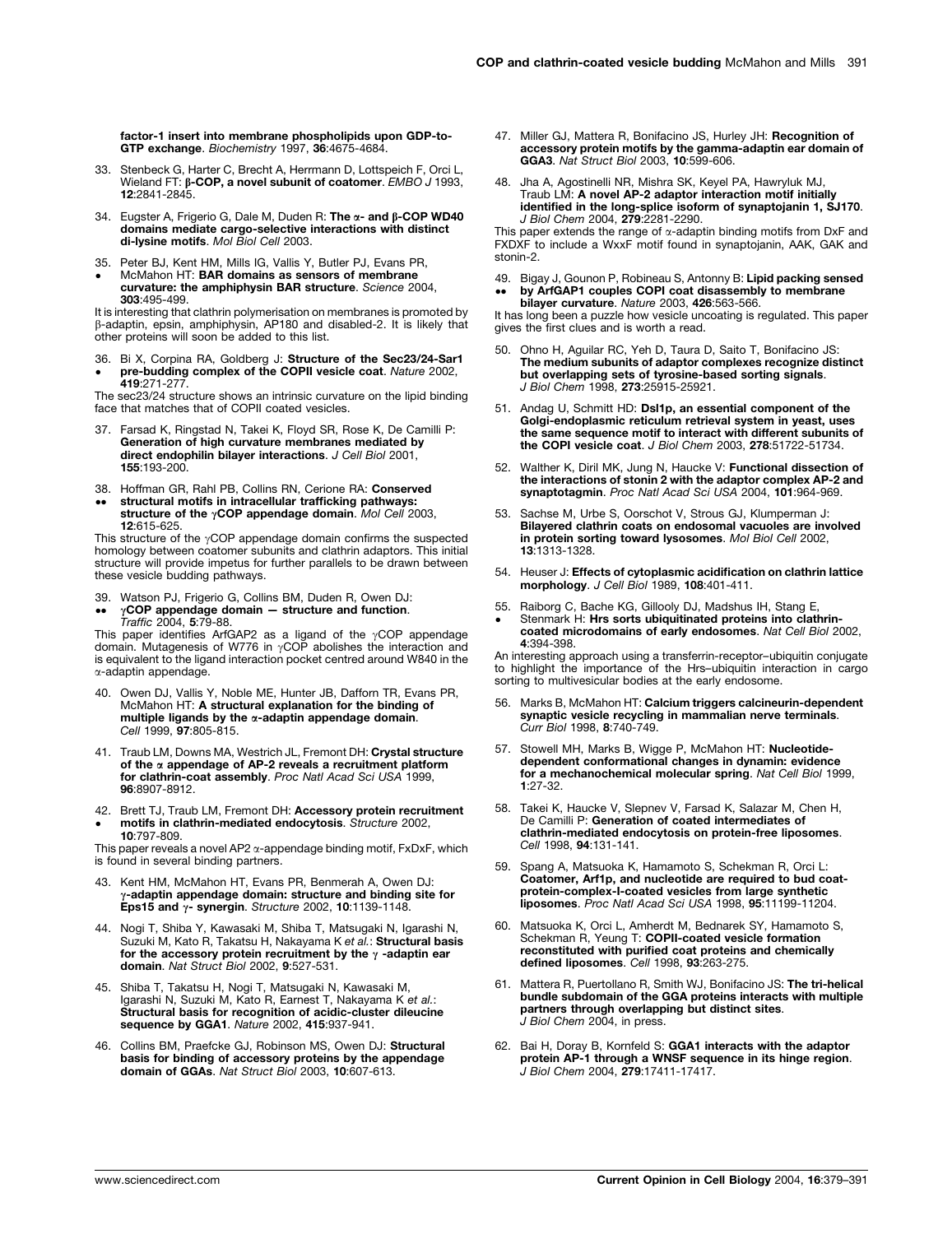**factor-1 insert into membrane phospholipids upon GDP-to-GTP exchange**. *Biochemistry* 1997, **36**:4675-4684.

33. Stenbeck G, Harter C, Brecht A, Herrmann D, Lottspeich F, Orci L, Wieland FT: **β-COP, a novel subunit of coatomer**. *EMBO J* 1993, **12**:2841-2845.

34. Eugster A, Frigerio G, Dale M, Duden R: **The α- and β-COP WD40 domains mediate cargo-selective interactions with distinct di-lysine motifs**. *Mol Biol Cell* 2003.

35. • Peter BJ, Kent HM, Mills IG, Vallis Y, Butler PJ, Evans PR, McMahon HT: **BAR domains as sensors of membrane curvature: the amphiphysin BAR structure**. *Science* 2004, **303**:495-499.

It is interesting that clathrin polymerisation on membranes is promoted by β-adaptin, epsin, amphiphysin, AP180 and disabled-2. It is likely that other proteins will soon be added to this list.

36. • Bi X, Corpina RA, Goldberg J: **Structure of the Sec23/24-Sar1 pre-budding complex of the COPII vesicle coat**. *Nature* 2002, **419**:271-277.

The sec23/24 structure shows an intrinsic curvature on the lipid binding face that matches that of COPII coated vesicles.

37. Farsad K, Ringstad N, Takei K, Floyd SR, Rose K, De Camilli P: **Generation of high curvature membranes mediated by direct endophilin bilayer interactions**. *J Cell Biol* 2001, **155**:193-200.

38. •• Hoffman GR, Rahl PB, Collins RN, Cerione RA: **Conserved structural motifs in intracellular trafficking pathways: structure of the γCOP appendage domain**. *Mol Cell* 2003, **12**:615-625.

This structure of the γCOP appendage domain confirms the suspected homology between coatomer subunits and clathrin adaptors. This initial structure will provide impetus for further parallels to be drawn between these vesicle budding pathways.

39. •• Watson PJ, Frigerio G, Collins BM, Duden R, Owen DJ: **γCOP appendage domain — structure and function**. *Traffic* 2004, **5**:79-88.

This paper identifies ArfGAP2 as a ligand of the γCOP appendage domain. Mutagenesis of W776 in γCOP abolishes the interaction and is equivalent to the ligand interaction pocket centred around W840 in the α-adaptin appendage.

40. Owen DJ, Vallis Y, Noble ME, Hunter JB, Dafforn TR, Evans PR, McMahon HT: **A structural explanation for the binding of multiple ligands by the α-adaptin appendage domain**. *Cell* 1999, **97**:805-815.

41. Traub LM, Downs MA, Westrich JL, Fremont DH: **Crystal structure of the α appendage of AP-2 reveals a recruitment platform for clathrin-coat assembly**. *Proc Natl Acad Sci USA* 1999, **96**:8907-8912.

42. • Brett TJ, Traub LM, Fremont DH: **Accessory protein recruitment motifs in clathrin-mediated endocytosis**. *Structure* 2002, **10**:797-809.

This paper reveals a novel AP2 α-appendage binding motif, FxDxF, which is found in several binding partners.

43. Kent HM, McMahon HT, Evans PR, Benmerah A, Owen DJ: **γ-adaptin appendage domain: structure and binding site for Eps15 and γ- synergin**. *Structure* 2002, **10**:1139-1148.

44. Nogi T, Shiba Y, Kawasaki M, Shiba T, Matsugaki N, Igarashi N, Suzuki M, Kato R, Takatsu H, Nakayama K *et al.*: **Structural basis for the accessory protein recruitment by the γ -adaptin ear domain**. *Nat Struct Biol* 2002, **9**:527-531.

45. Shiba T, Takatsu H, Nogi T, Matsugaki N, Kawasaki M, Igarashi N, Suzuki M, Kato R, Earnest T, Nakayama K *et al.*: **Structural basis for recognition of acidic-cluster dileucine sequence by GGA1**. *Nature* 2002, **415**:937-941.

46. Collins BM, Praefcke GJ, Robinson MS, Owen DJ: **Structural basis for binding of accessory proteins by the appendage domain of GGAs**. *Nat Struct Biol* 2003, **10**:607-613.

47. Miller GJ, Mattera R, Bonifacino JS, Hurley JH: **Recognition of accessory protein motifs by the gamma-adaptin ear domain of GGA3**. *Nat Struct Biol* 2003, **10**:599-606.

48. Jha A, Agostinelli NR, Mishra SK, Keyel PA, Hawryluk MJ, Traub LM: **A novel AP-2 adaptor interaction motif initially identified in the long-splice isoform of synaptojanin 1, SJ170**. *J Biol Chem* 2004, **279**:2281-2290.

This paper extends the range of α-adaptin binding motifs from DxF and FXDXF to include a WxxF motif found in synaptojanin, AAK, GAK and stonin-2.

49. •• Bigay J, Gounon P, Robineau S, Antonny B: **Lipid packing sensed by ArfGAP1 couples COPI coat disassembly to membrane bilayer curvature**. *Nature* 2003, **426**:563-566.

It has long been a puzzle how vesicle uncoating is regulated. This paper gives the first clues and is worth a read.

50. Ohno H, Aguilar RC, Yeh D, Taura D, Saito T, Bonifacino JS: **The medium subunits of adaptor complexes recognize distinct but overlapping sets of tyrosine-based sorting signals**. *J Biol Chem* 1998, **273**:25915-25921.

51. Andag U, Schmitt HD: **Dsl1p, an essential component of the Golgi-endoplasmic reticulum retrieval system in yeast, uses the same sequence motif to interact with different subunits of the COPI vesicle coat**. *J Biol Chem* 2003, **278**:51722-51734.

52. Walther K, Diril MK, Jung N, Haucke V: **Functional dissection of the interactions of stonin 2 with the adaptor complex AP-2 and synaptotagmin**. *Proc Natl Acad Sci USA* 2004, **101**:964-969.

53. Sachse M, Urbe S, Oorschot V, Strous GJ, Klumperman J: **Bilayered clathrin coats on endosomal vacuoles are involved in protein sorting toward lysosomes**. *Mol Biol Cell* 2002, **13**:1313-1328.

54. Heuser J: **Effects of cytoplasmic acidification on clathrin lattice morphology**. *J Cell Biol* 1989, **108**:401-411.

55. • Raiborg C, Bache KG, Gillooly DJ, Madshus IH, Stang E, Stenmark H: **Hrs sorts ubiquitinated proteins into clathrin-coated microdomains of early endosomes**. *Nat Cell Biol* 2002, **4**:394-398.

An interesting approach using a transferrin-receptor–ubiquitin conjugate to highlight the importance of the Hrs–ubiquitin interaction in cargo sorting to multivesicular bodies at the early endosome.

56. Marks B, McMahon HT: **Calcium triggers calcineurin-dependent synaptic vesicle recycling in mammalian nerve terminals**. *Curr Biol* 1998, **8**:740-749.

57. Stowell MH, Marks B, Wigge P, McMahon HT: **Nucleotide-dependent conformational changes in dynamin: evidence for a mechanochemical molecular spring**. *Nat Cell Biol* 1999, **1**:27-32.

58. Takei K, Haucke V, Slepnev V, Farsad K, Salazar M, Chen H, De Camilli P: **Generation of coated intermediates of clathrin-mediated endocytosis on protein-free liposomes**. *Cell* 1998, **94**:131-141.

59. Spang A, Matsuoka K, Hamamoto S, Schekman R, Orci L: **Coatomer, Arf1p, and nucleotide are required to bud coat-protein-complex-I-coated vesicles from large synthetic liposomes**. *Proc Natl Acad Sci USA* 1998, **95**:11199-11204.

60. Matsuoka K, Orci L, Amherdt M, Bednarek SY, Hamamoto S, Schekman R, Yeung T: **COPII-coated vesicle formation reconstituted with purified coat proteins and chemically defined liposomes**. *Cell* 1998, **93**:263-275.

61. Mattera R, Puertollano R, Smith WJ, Bonifacino JS: **The tri-helical bundle subdomain of the GGA proteins interacts with multiple partners through overlapping but distinct sites**. *J Biol Chem* 2004, in press.

62. Bai H, Doray B, Kornfeld S: **GGA1 interacts with the adaptor protein AP-1 through a WNSF sequence in its hinge region**. *J Biol Chem* 2004, **279**:17411-17417.